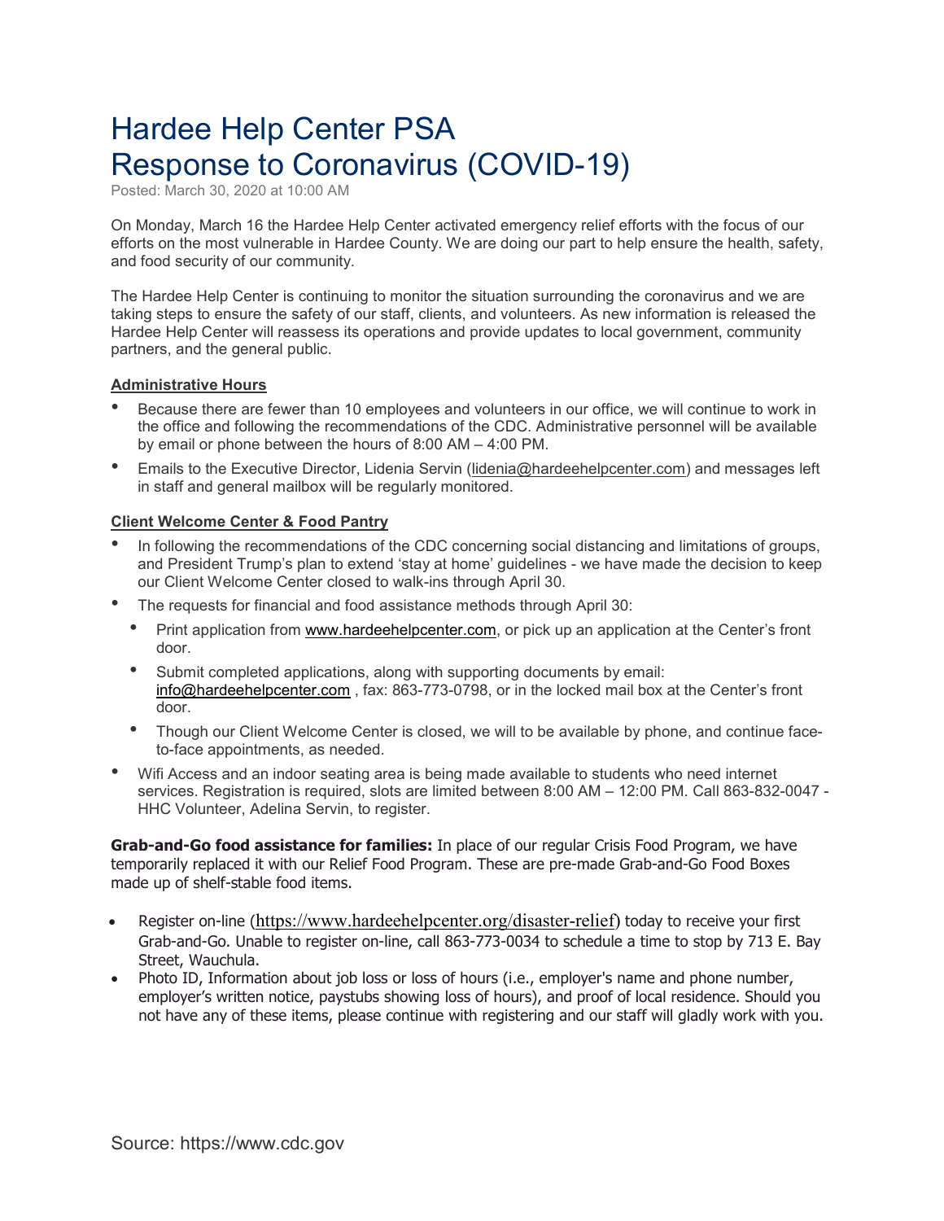# Hardee Help Center PSA
# Response to Coronavirus (COVID-19)

Posted: March 30, 2020 at 10:00 AM

On Monday, March 16 the Hardee Help Center activated emergency relief efforts with the focus of our efforts on the most vulnerable in Hardee County. We are doing our part to help ensure the health, safety, and food security of our community.

The Hardee Help Center is continuing to monitor the situation surrounding the coronavirus and we are taking steps to ensure the safety of our staff, clients, and volunteers. As new information is released the Hardee Help Center will reassess its operations and provide updates to local government, community partners, and the general public.

**Administrative Hours**

- Because there are fewer than 10 employees and volunteers in our office, we will continue to work in the office and following the recommendations of the CDC. Administrative personnel will be available by email or phone between the hours of 8:00 AM – 4:00 PM.
- Emails to the Executive Director, Lidenia Servin (lidenia@hardeehelpcenter.com) and messages left in staff and general mailbox will be regularly monitored.

**Client Welcome Center & Food Pantry**

- In following the recommendations of the CDC concerning social distancing and limitations of groups, and President Trump's plan to extend 'stay at home' guidelines - we have made the decision to keep our Client Welcome Center closed to walk-ins through April 30.
- The requests for financial and food assistance methods through April 30:
  - Print application from www.hardeehelpcenter.com, or pick up an application at the Center's front door.
  - Submit completed applications, along with supporting documents by email: info@hardeehelpcenter.com , fax: 863-773-0798, or in the locked mail box at the Center's front door.
  - Though our Client Welcome Center is closed, we will to be available by phone, and continue face-to-face appointments, as needed.
- Wifi Access and an indoor seating area is being made available to students who need internet services. Registration is required, slots are limited between 8:00 AM – 12:00 PM. Call 863-832-0047 - HHC Volunteer, Adelina Servin, to register.

**Grab-and-Go food assistance for families:** In place of our regular Crisis Food Program, we have temporarily replaced it with our Relief Food Program. These are pre-made Grab-and-Go Food Boxes made up of shelf-stable food items.

- Register on-line (https://www.hardeehelpcenter.org/disaster-relief) today to receive your first Grab-and-Go. Unable to register on-line, call 863-773-0034 to schedule a time to stop by 713 E. Bay Street, Wauchula.
- Photo ID, Information about job loss or loss of hours (i.e., employer's name and phone number, employer's written notice, paystubs showing loss of hours), and proof of local residence. Should you not have any of these items, please continue with registering and our staff will gladly work with you.

Source: https://www.cdc.gov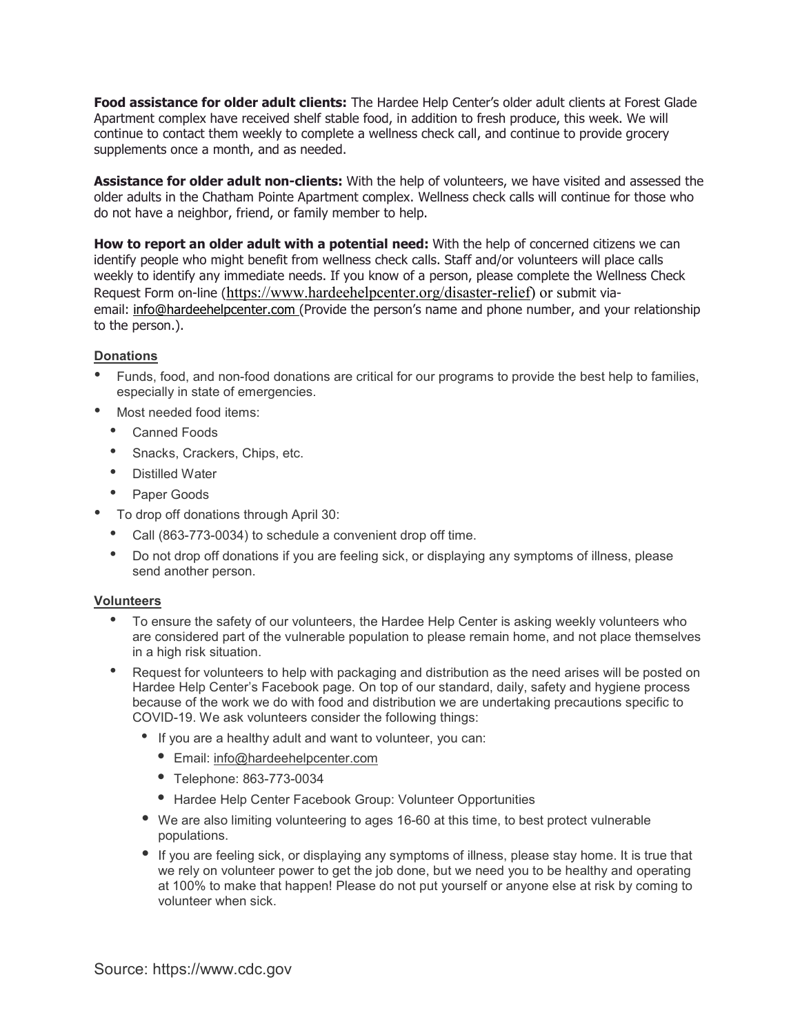**Food assistance for older adult clients:** The Hardee Help Center's older adult clients at Forest Glade Apartment complex have received shelf stable food, in addition to fresh produce, this week. We will continue to contact them weekly to complete a wellness check call, and continue to provide grocery supplements once a month, and as needed.

**Assistance for older adult non-clients:** With the help of volunteers, we have visited and assessed the older adults in the Chatham Pointe Apartment complex. Wellness check calls will continue for those who do not have a neighbor, friend, or family member to help.

**How to report an older adult with a potential need:** With the help of concerned citizens we can identify people who might benefit from wellness check calls. Staff and/or volunteers will place calls weekly to identify any immediate needs. If you know of a person, please complete the Wellness Check Request Form on-line (https://www.hardeehelpcenter.org/disaster-relief) or submit via-email: info@hardeehelpcenter.com (Provide the person's name and phone number, and your relationship to the person.).

## Donations

- Funds, food, and non-food donations are critical for our programs to provide the best help to families, especially in state of emergencies.
- Most needed food items:
  - Canned Foods
  - Snacks, Crackers, Chips, etc.
  - Distilled Water
  - Paper Goods
- To drop off donations through April 30:
  - Call (863-773-0034) to schedule a convenient drop off time.
  - Do not drop off donations if you are feeling sick, or displaying any symptoms of illness, please send another person.

## Volunteers

- To ensure the safety of our volunteers, the Hardee Help Center is asking weekly volunteers who are considered part of the vulnerable population to please remain home, and not place themselves in a high risk situation.
- Request for volunteers to help with packaging and distribution as the need arises will be posted on Hardee Help Center's Facebook page. On top of our standard, daily, safety and hygiene process because of the work we do with food and distribution we are undertaking precautions specific to COVID-19. We ask volunteers consider the following things:
  - If you are a healthy adult and want to volunteer, you can:
    - Email: info@hardeehelpcenter.com
    - Telephone: 863-773-0034
    - Hardee Help Center Facebook Group: Volunteer Opportunities
  - We are also limiting volunteering to ages 16-60 at this time, to best protect vulnerable populations.
  - If you are feeling sick, or displaying any symptoms of illness, please stay home. It is true that we rely on volunteer power to get the job done, but we need you to be healthy and operating at 100% to make that happen! Please do not put yourself or anyone else at risk by coming to volunteer when sick.

Source: https://www.cdc.gov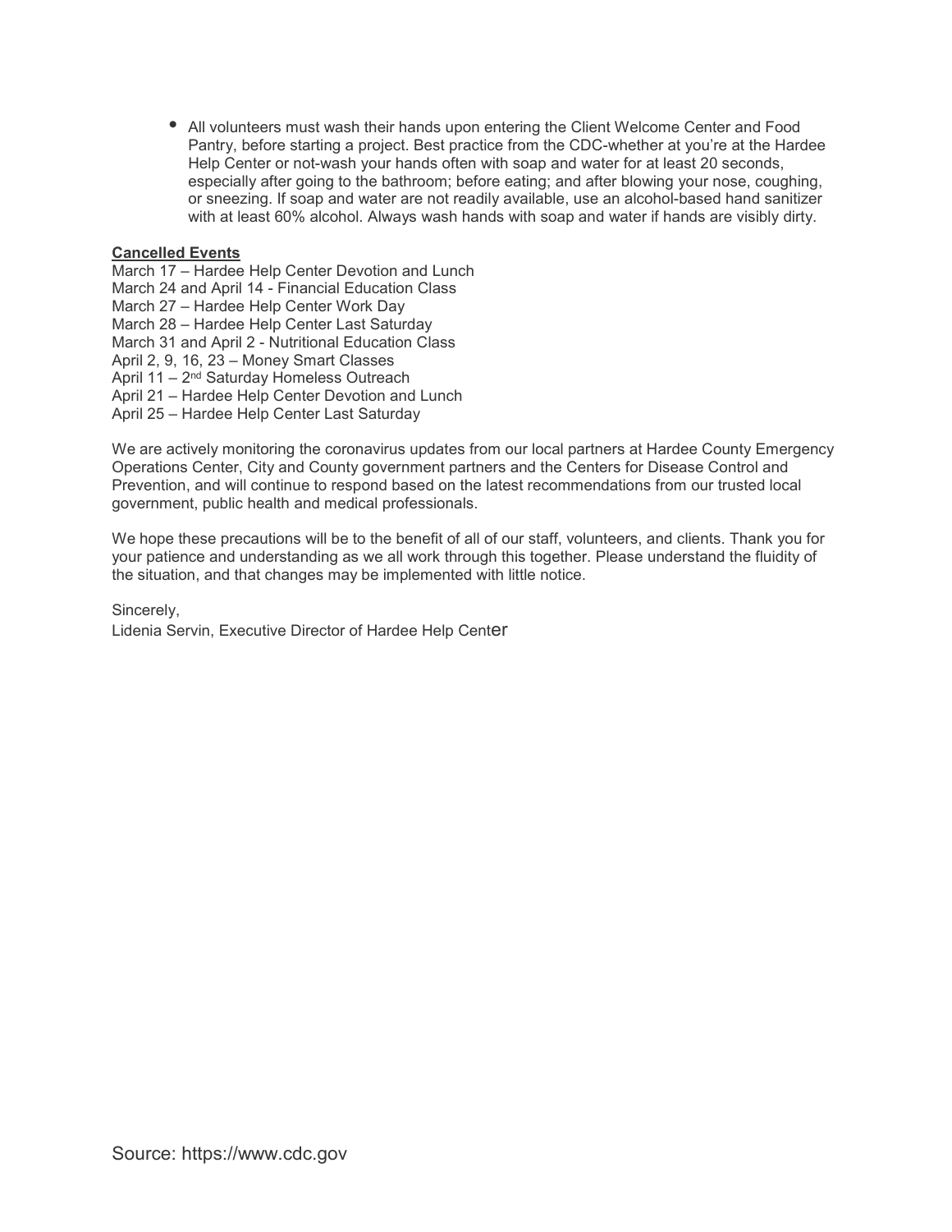- All volunteers must wash their hands upon entering the Client Welcome Center and Food Pantry, before starting a project. Best practice from the CDC-whether at you're at the Hardee Help Center or not-wash your hands often with soap and water for at least 20 seconds, especially after going to the bathroom; before eating; and after blowing your nose, coughing, or sneezing. If soap and water are not readily available, use an alcohol-based hand sanitizer with at least 60% alcohol. Always wash hands with soap and water if hands are visibly dirty.

**Cancelled Events**

March 17 – Hardee Help Center Devotion and Lunch
March 24 and April 14 - Financial Education Class
March 27 – Hardee Help Center Work Day
March 28 – Hardee Help Center Last Saturday
March 31 and April 2 - Nutritional Education Class
April 2, 9, 16, 23 – Money Smart Classes
April 11 – 2nd Saturday Homeless Outreach
April 21 – Hardee Help Center Devotion and Lunch
April 25 – Hardee Help Center Last Saturday

We are actively monitoring the coronavirus updates from our local partners at Hardee County Emergency Operations Center, City and County government partners and the Centers for Disease Control and Prevention, and will continue to respond based on the latest recommendations from our trusted local government, public health and medical professionals.

We hope these precautions will be to the benefit of all of our staff, volunteers, and clients. Thank you for your patience and understanding as we all work through this together. Please understand the fluidity of the situation, and that changes may be implemented with little notice.

Sincerely,
Lidenia Servin, Executive Director of Hardee Help Center

Source: https://www.cdc.gov